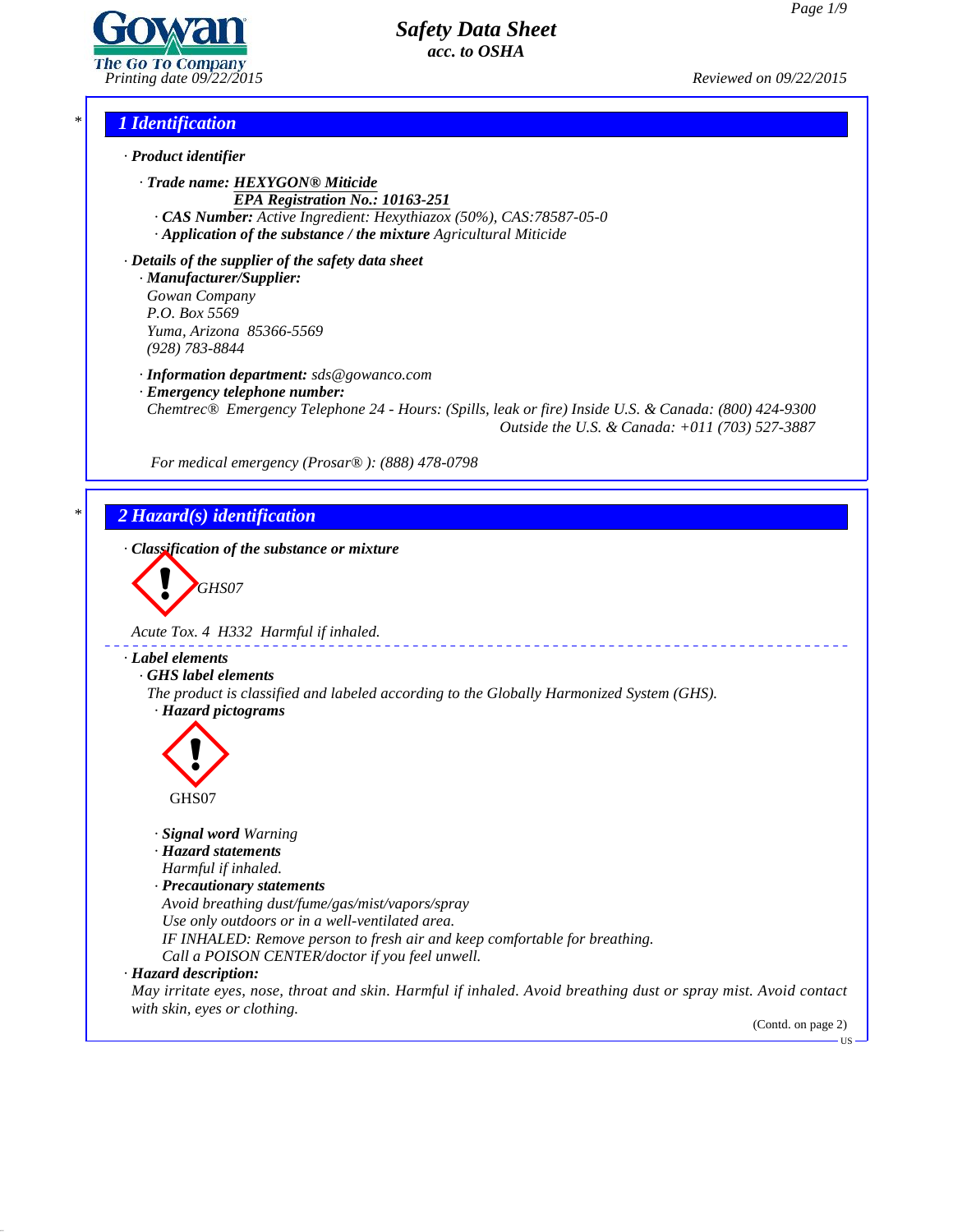**Safety Data Sheet**
**acc. to OSHA**

Printing date 09/22/2015 — Reviewed on 09/22/2015

## 1 Identification

· **Product identifier**

· **Trade name: HEXYGON® Miticide**
**EPA Registration No.: 10163-251**
· **CAS Number:** Active Ingredient: Hexythiazox (50%), CAS:78587-05-0
· **Application of the substance / the mixture** Agricultural Miticide

· **Details of the supplier of the safety data sheet**
· **Manufacturer/Supplier:**
Gowan Company
P.O. Box 5569
Yuma, Arizona 85366-5569
(928) 783-8844

· **Information department:** sds@gowanco.com
· **Emergency telephone number:**
Chemtrec® Emergency Telephone 24 - Hours: (Spills, leak or fire) Inside U.S. & Canada: (800) 424-9300
Outside the U.S. & Canada: +011 (703) 527-3887

For medical emergency (Prosar® ): (888) 478-0798

## 2 Hazard(s) identification

· **Classification of the substance or mixture**

GHS07

Acute Tox. 4 H332 Harmful if inhaled.

· **Label elements**
· **GHS label elements**
The product is classified and labeled according to the Globally Harmonized System (GHS).
· **Hazard pictograms**

GHS07

· **Signal word** Warning
· **Hazard statements**
Harmful if inhaled.
· **Precautionary statements**
Avoid breathing dust/fume/gas/mist/vapors/spray
Use only outdoors or in a well-ventilated area.
IF INHALED: Remove person to fresh air and keep comfortable for breathing.
Call a POISON CENTER/doctor if you feel unwell.
· **Hazard description:**
May irritate eyes, nose, throat and skin. Harmful if inhaled. Avoid breathing dust or spray mist. Avoid contact with skin, eyes or clothing.

(Contd. on page 2)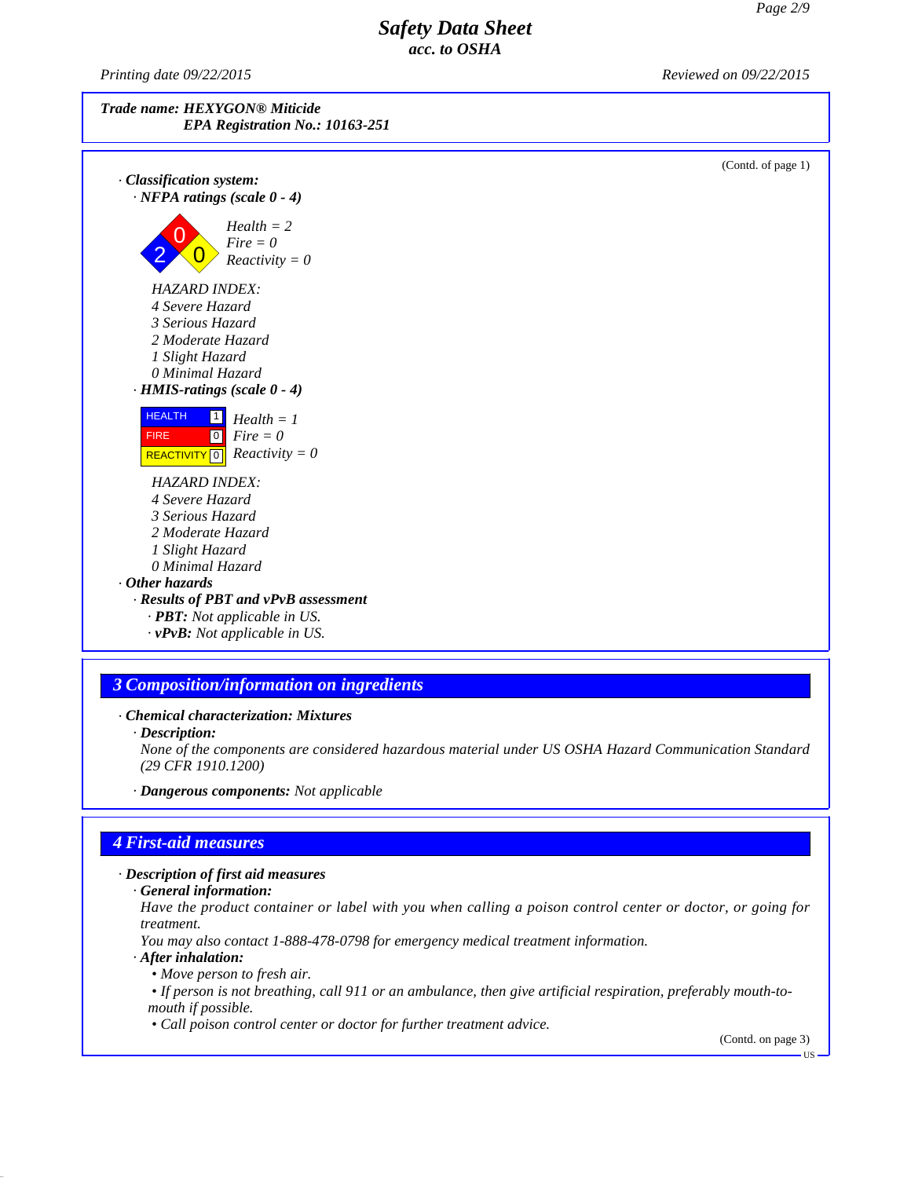Trade name: HEXYGON® Miticide
EPA Registration No.: 10163-251

(Contd. of page 1)

· **Classification system:**

· **NFPA ratings (scale 0 - 4)**

*Health = 2*
*Fire = 0*
*Reactivity = 0*

*HAZARD INDEX:*
*4 Severe Hazard*
*3 Serious Hazard*
*2 Moderate Hazard*
*1 Slight Hazard*
*0 Minimal Hazard*

· **HMIS-ratings (scale 0 - 4)**

| | | |
|---|---|---|
| HEALTH | 1 | *Health = 1* |
| FIRE | 0 | *Fire = 0* |
| REACTIVITY | 0 | *Reactivity = 0* |

*HAZARD INDEX:*
*4 Severe Hazard*
*3 Serious Hazard*
*2 Moderate Hazard*
*1 Slight Hazard*
*0 Minimal Hazard*

· **Other hazards**

· **Results of PBT and vPvB assessment**

· **PBT:** *Not applicable in US.*

· **vPvB:** *Not applicable in US.*

## 3 Composition/information on ingredients

· **Chemical characterization: Mixtures**

· **Description:**

*None of the components are considered hazardous material under US OSHA Hazard Communication Standard (29 CFR 1910.1200)*

· **Dangerous components:** *Not applicable*

## 4 First-aid measures

· **Description of first aid measures**

· **General information:**

*Have the product container or label with you when calling a poison control center or doctor, or going for treatment.*

*You may also contact 1-888-478-0798 for emergency medical treatment information.*

· **After inhalation:**

- *Move person to fresh air.*
- *If person is not breathing, call 911 or an ambulance, then give artificial respiration, preferably mouth-to-mouth if possible.*
- *Call poison control center or doctor for further treatment advice.*

(Contd. on page 3)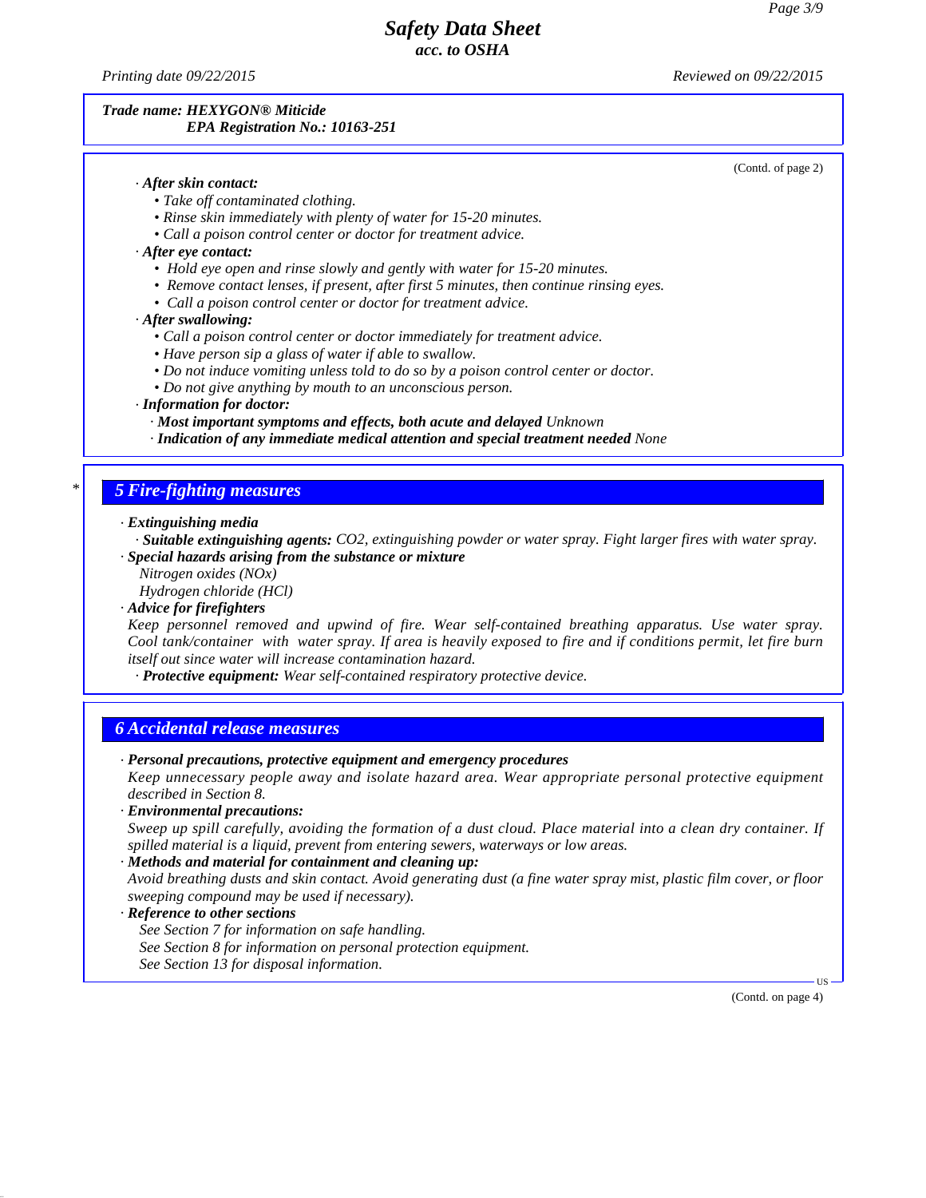**Trade name: HEXYGON® Miticide**
**EPA Registration No.: 10163-251**

(Contd. of page 2)

· **After skin contact:**
  - Take off contaminated clothing.
  - Rinse skin immediately with plenty of water for 15-20 minutes.
  - Call a poison control center or doctor for treatment advice.

· **After eye contact:**
  - Hold eye open and rinse slowly and gently with water for 15-20 minutes.
  - Remove contact lenses, if present, after first 5 minutes, then continue rinsing eyes.
  - Call a poison control center or doctor for treatment advice.

· **After swallowing:**
  - Call a poison control center or doctor immediately for treatment advice.
  - Have person sip a glass of water if able to swallow.
  - Do not induce vomiting unless told to do so by a poison control center or doctor.
  - Do not give anything by mouth to an unconscious person.

· **Information for doctor:**
  · **Most important symptoms and effects, both acute and delayed** Unknown
  · **Indication of any immediate medical attention and special treatment needed** None

## * 5 Fire-fighting measures

· **Extinguishing media**
  · **Suitable extinguishing agents:** $CO_2$, extinguishing powder or water spray. Fight larger fires with water spray.

· **Special hazards arising from the substance or mixture**
  Nitrogen oxides ($NO_x$)
  Hydrogen chloride ($HCl$)

· **Advice for firefighters**
Keep personnel removed and upwind of fire. Wear self-contained breathing apparatus. Use water spray. Cool tank/container with water spray. If area is heavily exposed to fire and if conditions permit, let fire burn itself out since water will increase contamination hazard.
  · **Protective equipment:** Wear self-contained respiratory protective device.

## 6 Accidental release measures

· **Personal precautions, protective equipment and emergency procedures**
Keep unnecessary people away and isolate hazard area. Wear appropriate personal protective equipment described in Section 8.

· **Environmental precautions:**
Sweep up spill carefully, avoiding the formation of a dust cloud. Place material into a clean dry container. If spilled material is a liquid, prevent from entering sewers, waterways or low areas.

· **Methods and material for containment and cleaning up:**
Avoid breathing dusts and skin contact. Avoid generating dust (a fine water spray mist, plastic film cover, or floor sweeping compound may be used if necessary).

· **Reference to other sections**
  See Section 7 for information on safe handling.
  See Section 8 for information on personal protection equipment.
  See Section 13 for disposal information.

(Contd. on page 4)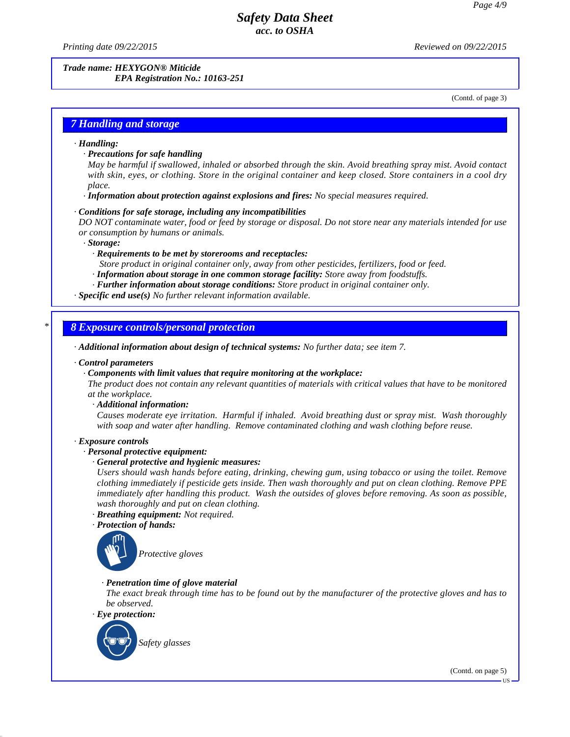**Trade name: HEXYGON® Miticide**
**EPA Registration No.: 10163-251**

(Contd. of page 3)

## 7 Handling and storage

· **Handling:**
· **Precautions for safe handling**
May be harmful if swallowed, inhaled or absorbed through the skin. Avoid breathing spray mist. Avoid contact with skin, eyes, or clothing. Store in the original container and keep closed. Store containers in a cool dry place.
· **Information about protection against explosions and fires:** No special measures required.

· **Conditions for safe storage, including any incompatibilities**
DO NOT contaminate water, food or feed by storage or disposal. Do not store near any materials intended for use or consumption by humans or animals.
· **Storage:**
· **Requirements to be met by storerooms and receptacles:**
Store product in original container only, away from other pesticides, fertilizers, food or feed.
· **Information about storage in one common storage facility:** Store away from foodstuffs.
· **Further information about storage conditions:** Store product in original container only.
· **Specific end use(s)** No further relevant information available.

## 8 Exposure controls/personal protection

· **Additional information about design of technical systems:** No further data; see item 7.

· **Control parameters**
· **Components with limit values that require monitoring at the workplace:**
The product does not contain any relevant quantities of materials with critical values that have to be monitored at the workplace.
· **Additional information:**
Causes moderate eye irritation. Harmful if inhaled. Avoid breathing dust or spray mist. Wash thoroughly with soap and water after handling. Remove contaminated clothing and wash clothing before reuse.

· **Exposure controls**
· **Personal protective equipment:**
· **General protective and hygienic measures:**
Users should wash hands before eating, drinking, chewing gum, using tobacco or using the toilet. Remove clothing immediately if pesticide gets inside. Then wash thoroughly and put on clean clothing. Remove PPE immediately after handling this product. Wash the outsides of gloves before removing. As soon as possible, wash thoroughly and put on clean clothing.
· **Breathing equipment:** Not required.
· **Protection of hands:**

Protective gloves

· **Penetration time of glove material**
The exact break through time has to be found out by the manufacturer of the protective gloves and has to be observed.
· **Eye protection:**

Safety glasses

(Contd. on page 5)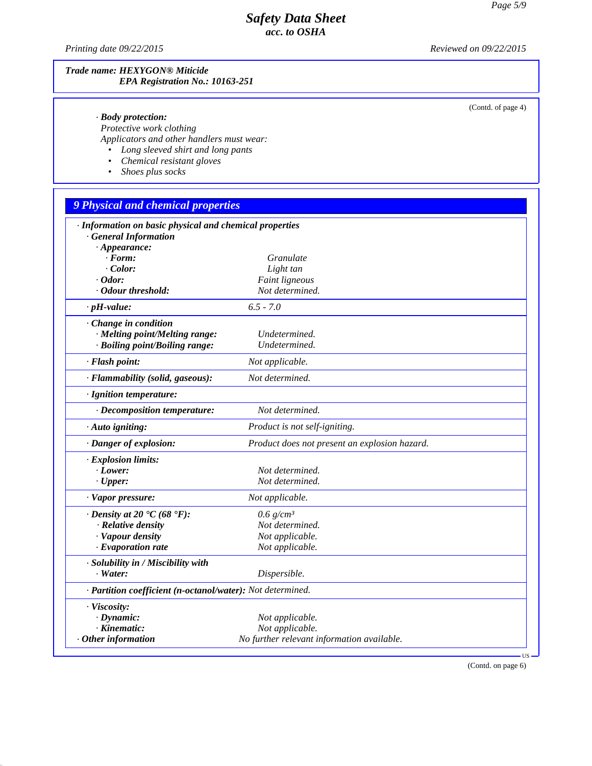**Trade name: HEXYGON® Miticide**
**EPA Registration No.: 10163-251**

(Contd. of page 4)

· **Body protection:**
Protective work clothing
Applicators and other handlers must wear:
- Long sleeved shirt and long pants
- Chemical resistant gloves
- Shoes plus socks

## 9 Physical and chemical properties

· **Information on basic physical and chemical properties**
· **General Information**
· **Appearance:**

| Property | Value |
|---|---|
| · Form: | Granulate |
| · Color: | Light tan |
| · Odor: | Faint ligneous |
| · Odour threshold: | Not determined. |
| · pH-value: | 6.5 - 7.0 |
| · Change in condition | |
| · Melting point/Melting range: | Undetermined. |
| · Boiling point/Boiling range: | Undetermined. |
| · Flash point: | Not applicable. |
| · Flammability (solid, gaseous): | Not determined. |
| · Ignition temperature: | |
| · Decomposition temperature: | Not determined. |
| · Auto igniting: | Product is not self-igniting. |
| · Danger of explosion: | Product does not present an explosion hazard. |
| · Explosion limits: | |
| · Lower: | Not determined. |
| · Upper: | Not determined. |
| · Vapor pressure: | Not applicable. |
| · Density at 20 °C (68 °F): | 0.6 g/cm³ |
| · Relative density | Not determined. |
| · Vapour density | Not applicable. |
| · Evaporation rate | Not applicable. |
| · Solubility in / Miscibility with | |
| · Water: | Dispersible. |
| · Partition coefficient (n-octanol/water): | Not determined. |
| · Viscosity: | |
| · Dynamic: | Not applicable. |
| · Kinematic: | Not applicable. |
| · Other information | No further relevant information available. |

(Contd. on page 6)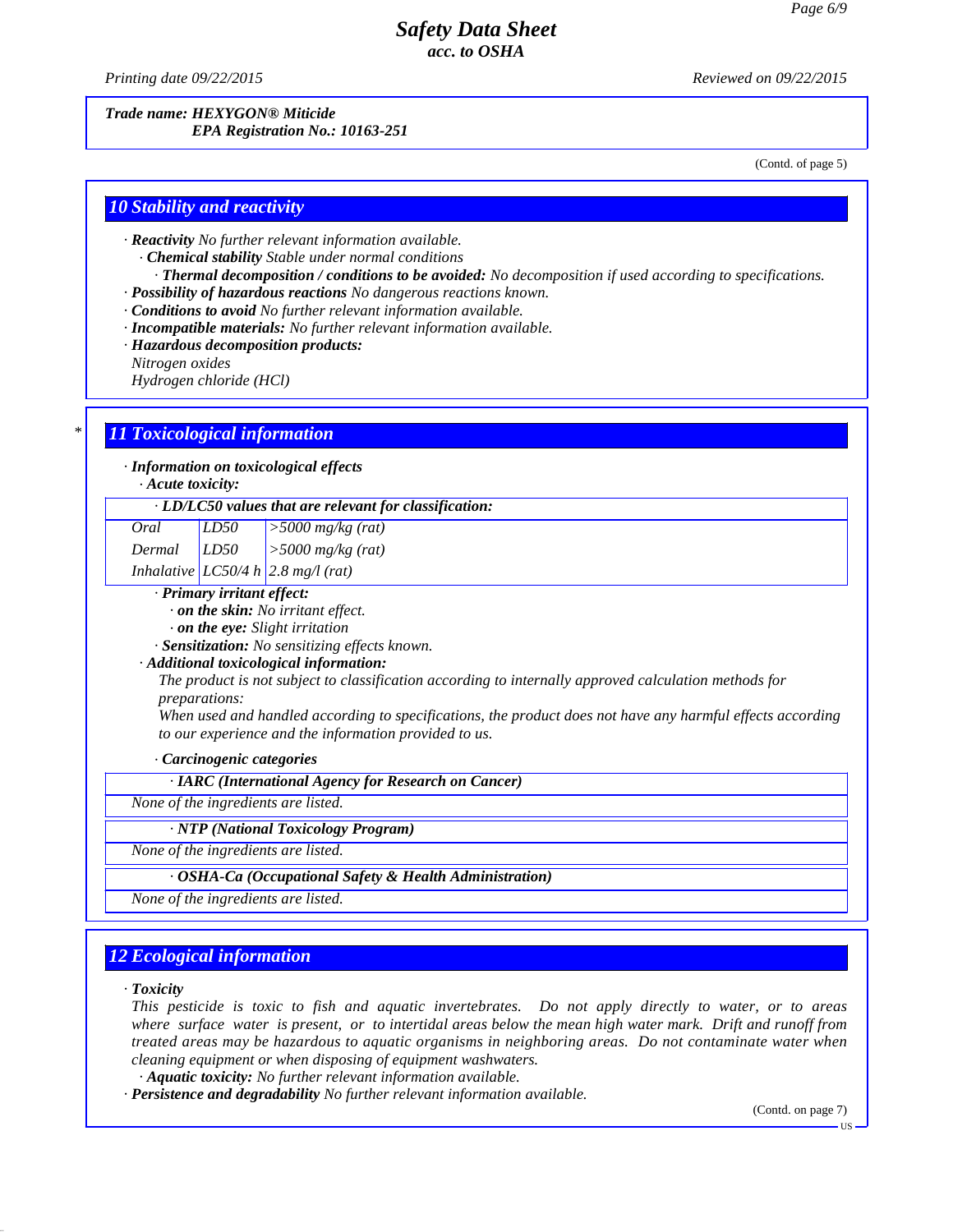Trade name: **HEXYGON® Miticide**
EPA Registration No.: 10163-251

(Contd. of page 5)

## 10 Stability and reactivity

· **Reactivity** No further relevant information available.
· **Chemical stability** Stable under normal conditions
· **Thermal decomposition / conditions to be avoided:** No decomposition if used according to specifications.
· **Possibility of hazardous reactions** No dangerous reactions known.
· **Conditions to avoid** No further relevant information available.
· **Incompatible materials:** No further relevant information available.
· **Hazardous decomposition products:**
Nitrogen oxides
Hydrogen chloride (HCl)

## 11 Toxicological information

· **Information on toxicological effects**
· **Acute toxicity:**

| · LD/LC50 values that are relevant for classification: | | |
|---|---|---|
| Oral | LD50 | >5000 mg/kg (rat) |
| Dermal | LD50 | >5000 mg/kg (rat) |
| Inhalative | LC50/4 h | 2.8 mg/l (rat) |

· **Primary irritant effect:**
· **on the skin:** No irritant effect.
· **on the eye:** Slight irritation
· **Sensitization:** No sensitizing effects known.
· **Additional toxicological information:**
The product is not subject to classification according to internally approved calculation methods for preparations:
When used and handled according to specifications, the product does not have any harmful effects according to our experience and the information provided to us.

· **Carcinogenic categories**

| · IARC (International Agency for Research on Cancer) |
|---|
| None of the ingredients are listed. |

| · NTP (National Toxicology Program) |
|---|
| None of the ingredients are listed. |

| · OSHA-Ca (Occupational Safety & Health Administration) |
|---|
| None of the ingredients are listed. |

## 12 Ecological information

· **Toxicity**
This pesticide is toxic to fish and aquatic invertebrates. Do not apply directly to water, or to areas where surface water is present, or to intertidal areas below the mean high water mark. Drift and runoff from treated areas may be hazardous to aquatic organisms in neighboring areas. Do not contaminate water when cleaning equipment or when disposing of equipment washwaters.
· **Aquatic toxicity:** No further relevant information available.
· **Persistence and degradability** No further relevant information available.

(Contd. on page 7)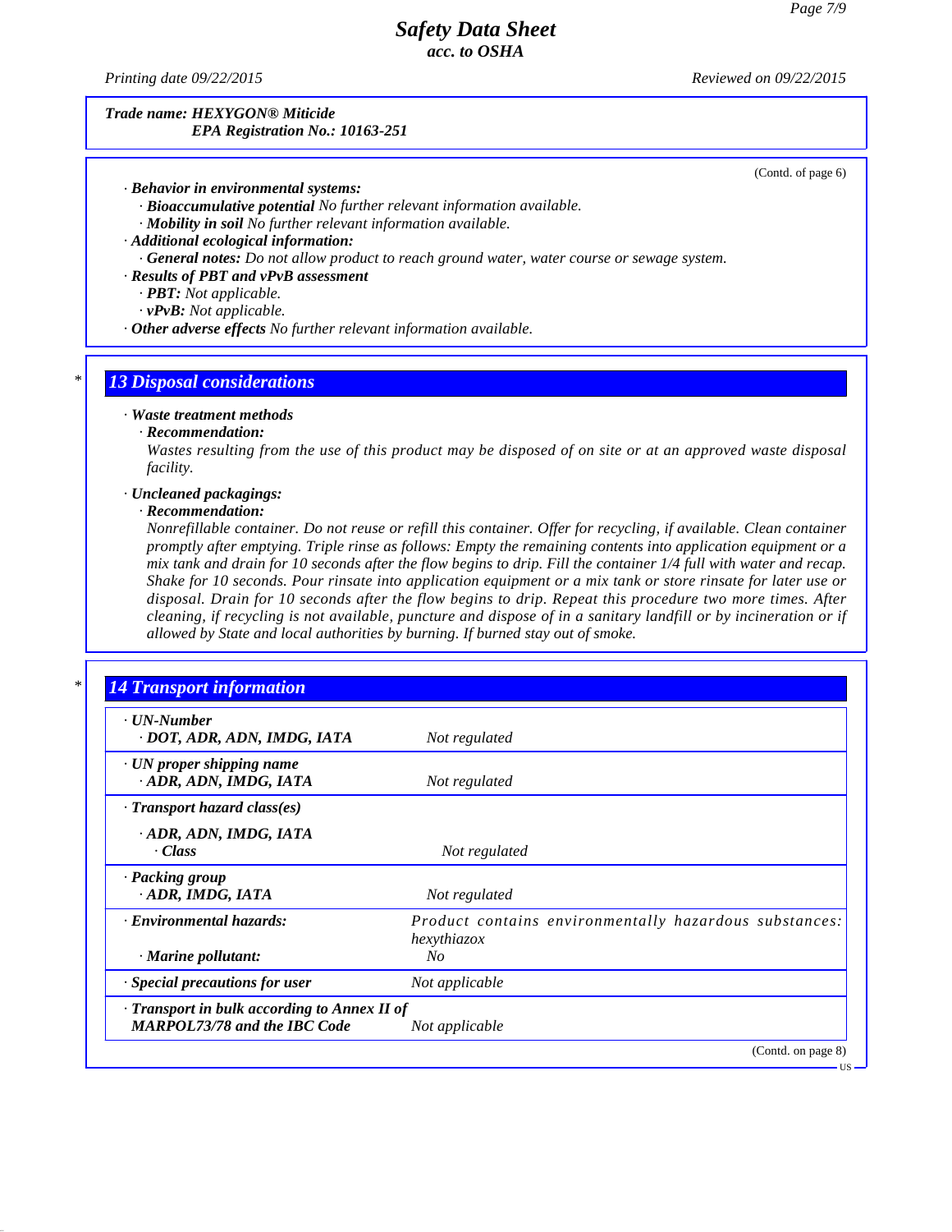*Trade name:* **HEXYGON® Miticide**
**EPA Registration No.: 10163-251**

(Contd. of page 6)

· ***Behavior in environmental systems:***
  · ***Bioaccumulative potential*** *No further relevant information available.*
  · ***Mobility in soil*** *No further relevant information available.*
· ***Additional ecological information:***
  · ***General notes:*** *Do not allow product to reach ground water, water course or sewage system.*
· ***Results of PBT and vPvB assessment***
  · ***PBT:*** *Not applicable.*
  · ***vPvB:*** *Not applicable.*
· ***Other adverse effects*** *No further relevant information available.*

## 13 Disposal considerations

· ***Waste treatment methods***
  · ***Recommendation:***
  *Wastes resulting from the use of this product may be disposed of on site or at an approved waste disposal facility.*

· ***Uncleaned packagings:***
  · ***Recommendation:***
  *Nonrefillable container. Do not reuse or refill this container. Offer for recycling, if available. Clean container promptly after emptying. Triple rinse as follows: Empty the remaining contents into application equipment or a mix tank and drain for 10 seconds after the flow begins to drip. Fill the container 1/4 full with water and recap. Shake for 10 seconds. Pour rinsate into application equipment or a mix tank or store rinsate for later use or disposal. Drain for 10 seconds after the flow begins to drip. Repeat this procedure two more times. After cleaning, if recycling is not available, puncture and dispose of in a sanitary landfill or by incineration or if allowed by State and local authorities by burning. If burned stay out of smoke.*

## 14 Transport information

| | |
|---|---|
| · ***UN-Number*** · ***DOT, ADR, ADN, IMDG, IATA*** | *Not regulated* |
| · ***UN proper shipping name*** · ***ADR, ADN, IMDG, IATA*** | *Not regulated* |
| · ***Transport hazard class(es)*** · ***ADR, ADN, IMDG, IATA*** · ***Class*** | *Not regulated* |
| · ***Packing group*** · ***ADR, IMDG, IATA*** | *Not regulated* |
| · ***Environmental hazards:*** | *Product contains environmentally hazardous substances: hexythiazox* |
| · ***Marine pollutant:*** | *No* |
| · ***Special precautions for user*** | *Not applicable* |
| · ***Transport in bulk according to Annex II of MARPOL73/78 and the IBC Code*** | *Not applicable* |

(Contd. on page 8)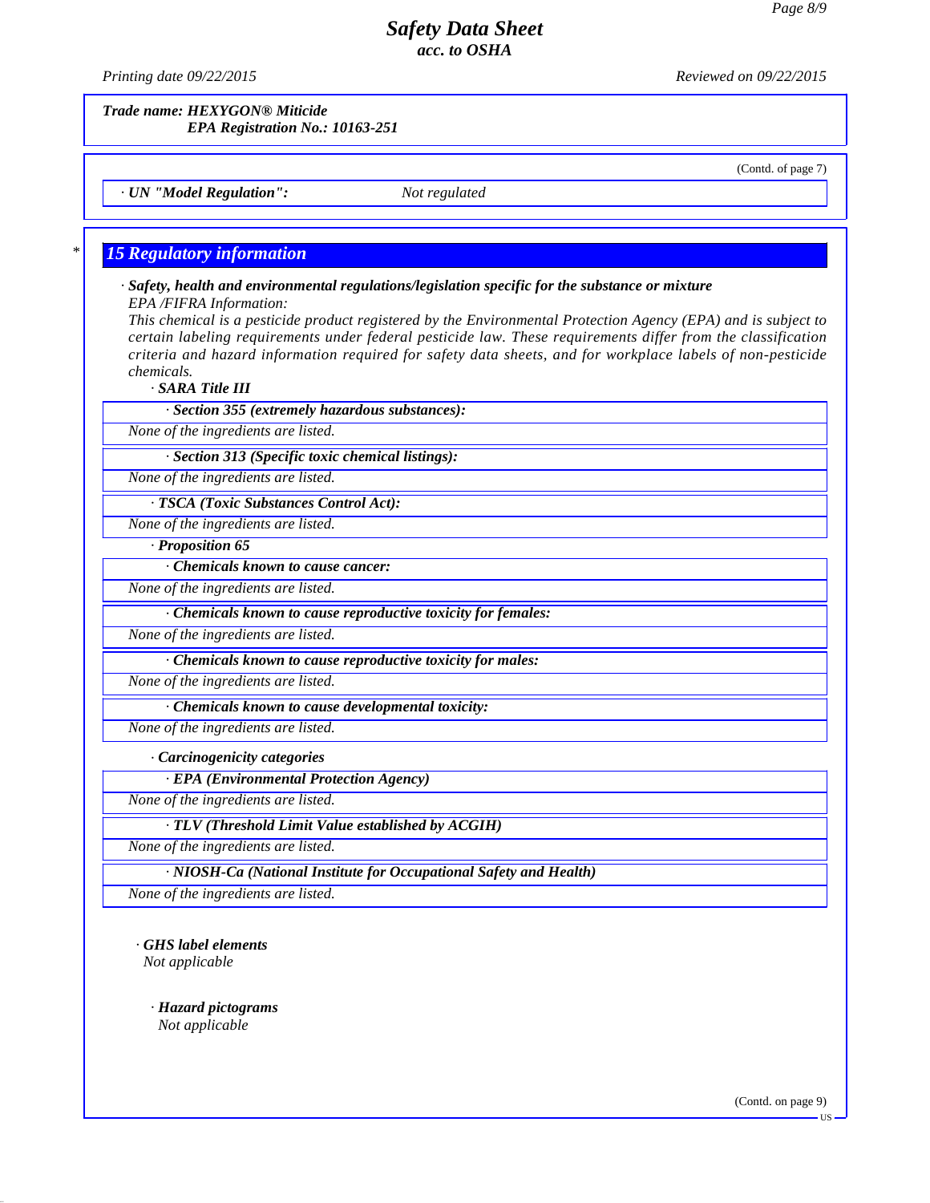*Trade name: HEXYGON® Miticide*
*EPA Registration No.: 10163-251*

(Contd. of page 7)

· **UN "Model Regulation":** *Not regulated*

## 15 Regulatory information

· **Safety, health and environmental regulations/legislation specific for the substance or mixture**

*EPA /FIFRA Information:*

*This chemical is a pesticide product registered by the Environmental Protection Agency (EPA) and is subject to certain labeling requirements under federal pesticide law. These requirements differ from the classification criteria and hazard information required for safety data sheets, and for workplace labels of non-pesticide chemicals.*

· **SARA Title III**

· **Section 355 (extremely hazardous substances):**

None of the ingredients are listed.

· **Section 313 (Specific toxic chemical listings):**

None of the ingredients are listed.

· **TSCA (Toxic Substances Control Act):**

None of the ingredients are listed.

· **Proposition 65**

· **Chemicals known to cause cancer:**

None of the ingredients are listed.

· **Chemicals known to cause reproductive toxicity for females:**

None of the ingredients are listed.

· **Chemicals known to cause reproductive toxicity for males:**

None of the ingredients are listed.

· **Chemicals known to cause developmental toxicity:**

None of the ingredients are listed.

· **Carcinogenicity categories**

· **EPA (Environmental Protection Agency)**

None of the ingredients are listed.

· **TLV (Threshold Limit Value established by ACGIH)**

None of the ingredients are listed.

· **NIOSH-Ca (National Institute for Occupational Safety and Health)**

None of the ingredients are listed.

· **GHS label elements**

Not applicable

· **Hazard pictograms**

Not applicable

(Contd. on page 9)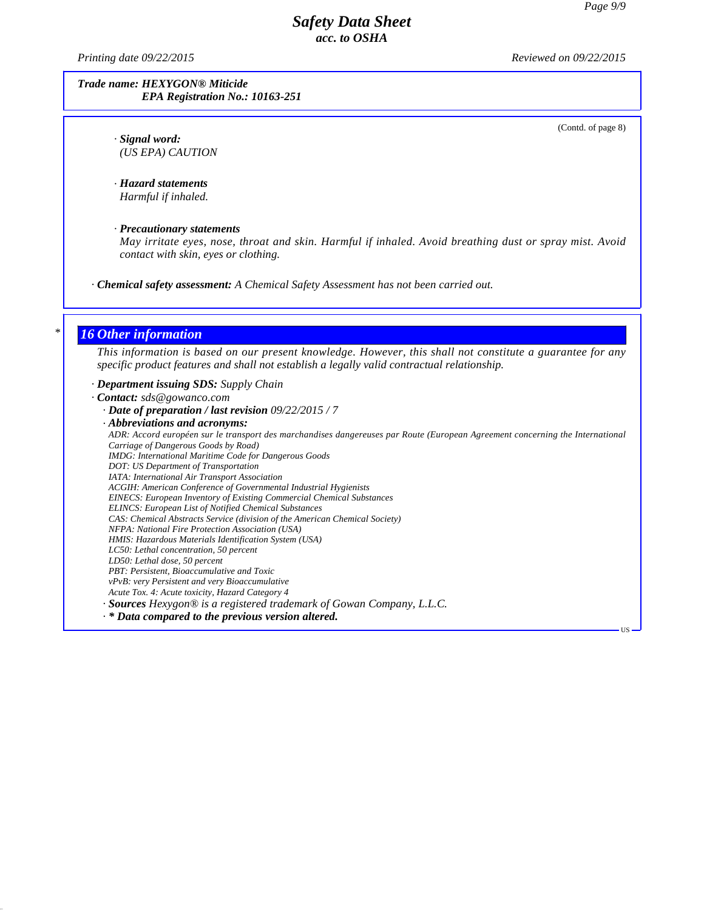**Trade name: HEXYGON® Miticide**
**EPA Registration No.: 10163-251**

(Contd. of page 8)

· **Signal word:**
(US EPA) CAUTION

· **Hazard statements**
Harmful if inhaled.

· **Precautionary statements**
May irritate eyes, nose, throat and skin. Harmful if inhaled. Avoid breathing dust or spray mist. Avoid contact with skin, eyes or clothing.

· **Chemical safety assessment:** A Chemical Safety Assessment has not been carried out.

## 16 Other information

This information is based on our present knowledge. However, this shall not constitute a guarantee for any specific product features and shall not establish a legally valid contractual relationship.

· **Department issuing SDS:** Supply Chain
· **Contact:** sds@gowanco.com
· **Date of preparation / last revision** 09/22/2015 / 7
· **Abbreviations and acronyms:**
ADR: Accord européen sur le transport des marchandises dangereuses par Route (European Agreement concerning the International Carriage of Dangerous Goods by Road)
IMDG: International Maritime Code for Dangerous Goods
DOT: US Department of Transportation
IATA: International Air Transport Association
ACGIH: American Conference of Governmental Industrial Hygienists
EINECS: European Inventory of Existing Commercial Chemical Substances
ELINCS: European List of Notified Chemical Substances
CAS: Chemical Abstracts Service (division of the American Chemical Society)
NFPA: National Fire Protection Association (USA)
HMIS: Hazardous Materials Identification System (USA)
LC50: Lethal concentration, 50 percent
LD50: Lethal dose, 50 percent
PBT: Persistent, Bioaccumulative and Toxic
vPvB: very Persistent and very Bioaccumulative
Acute Tox. 4: Acute toxicity, Hazard Category 4
· **Sources** Hexygon® is a registered trademark of Gowan Company, L.L.C.
· *** Data compared to the previous version altered.**